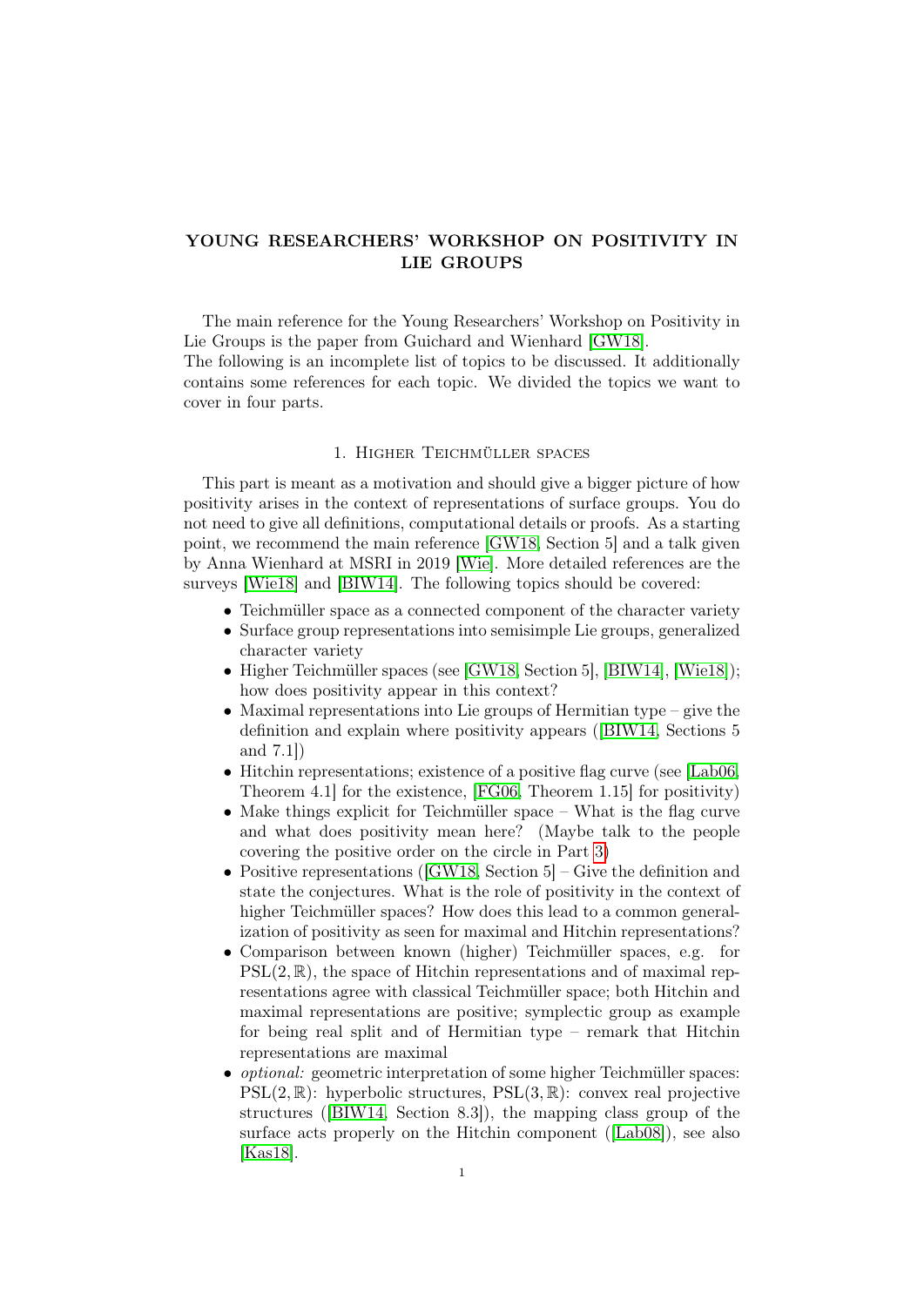# YOUNG RESEARCHERS' WORKSHOP ON POSITIVITY IN LIE GROUPS

The main reference for the Young Researchers' Workshop on Positivity in Lie Groups is the paper from Guichard and Wienhard [GW18].
The following is an incomplete list of topics to be discussed. It additionally contains some references for each topic. We divided the topics we want to cover in four parts.

## 1. Higher Teichmüller spaces

This part is meant as a motivation and should give a bigger picture of how positivity arises in the context of representations of surface groups. You do not need to give all definitions, computational details or proofs. As a starting point, we recommend the main reference [GW18, Section 5] and a talk given by Anna Wienhard at MSRI in 2019 [Wie]. More detailed references are the surveys [Wie18] and [BIW14]. The following topics should be covered:

- Teichmüller space as a connected component of the character variety
- Surface group representations into semisimple Lie groups, generalized character variety
- Higher Teichmüller spaces (see [GW18, Section 5], [BIW14], [Wie18]); how does positivity appear in this context?
- Maximal representations into Lie groups of Hermitian type – give the definition and explain where positivity appears ([BIW14, Sections 5 and 7.1])
- Hitchin representations; existence of a positive flag curve (see [Lab06, Theorem 4.1] for the existence, [FG06, Theorem 1.15] for positivity)
- Make things explicit for Teichmüller space – What is the flag curve and what does positivity mean here? (Maybe talk to the people covering the positive order on the circle in Part 3)
- Positive representations ([GW18, Section 5] – Give the definition and state the conjectures. What is the role of positivity in the context of higher Teichmüller spaces? How does this lead to a common generalization of positivity as seen for maximal and Hitchin representations?
- Comparison between known (higher) Teichmüller spaces, e.g. for $\mathrm{PSL}(2,\mathbb{R})$, the space of Hitchin representations and of maximal representations agree with classical Teichmüller space; both Hitchin and maximal representations are positive; symplectic group as example for being real split and of Hermitian type – remark that Hitchin representations are maximal
- *optional:* geometric interpretation of some higher Teichmüller spaces: $\mathrm{PSL}(2,\mathbb{R})$: hyperbolic structures, $\mathrm{PSL}(3,\mathbb{R})$: convex real projective structures ([BIW14, Section 8.3]), the mapping class group of the surface acts properly on the Hitchin component ([Lab08]), see also [Kas18].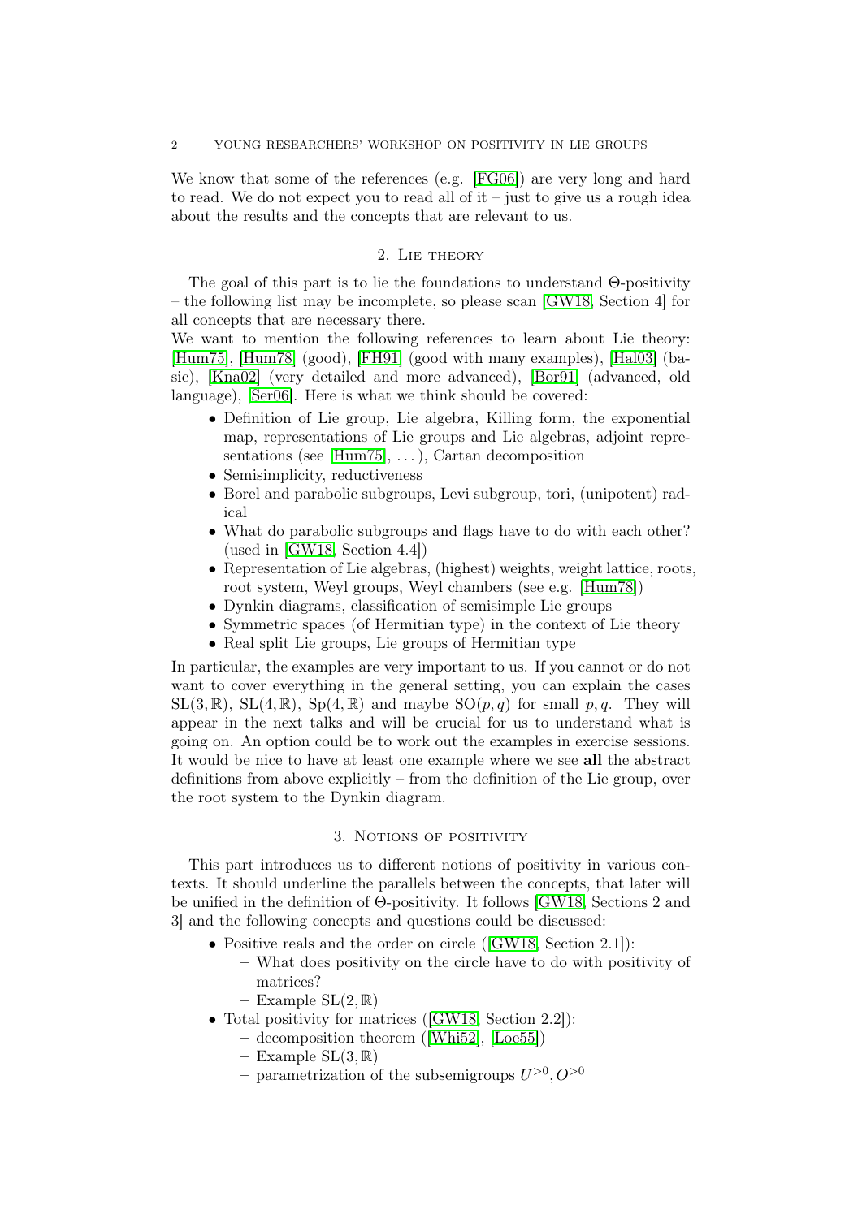We know that some of the references (e.g. [FG06]) are very long and hard to read. We do not expect you to read all of it – just to give us a rough idea about the results and the concepts that are relevant to us.

## 2. Lie theory

The goal of this part is to lie the foundations to understand Θ-positivity – the following list may be incomplete, so please scan [GW18, Section 4] for all concepts that are necessary there.
We want to mention the following references to learn about Lie theory: [Hum75], [Hum78] (good), [FH91] (good with many examples), [Hal03] (basic), [Kna02] (very detailed and more advanced), [Bor91] (advanced, old language), [Ser06]. Here is what we think should be covered:

- Definition of Lie group, Lie algebra, Killing form, the exponential map, representations of Lie groups and Lie algebras, adjoint representations (see [Hum75], ...), Cartan decomposition
- Semisimplicity, reductiveness
- Borel and parabolic subgroups, Levi subgroup, tori, (unipotent) radical
- What do parabolic subgroups and flags have to do with each other? (used in [GW18, Section 4.4])
- Representation of Lie algebras, (highest) weights, weight lattice, roots, root system, Weyl groups, Weyl chambers (see e.g. [Hum78])
- Dynkin diagrams, classification of semisimple Lie groups
- Symmetric spaces (of Hermitian type) in the context of Lie theory
- Real split Lie groups, Lie groups of Hermitian type

In particular, the examples are very important to us. If you cannot or do not want to cover everything in the general setting, you can explain the cases $\mathrm{SL}(3,\mathbb{R})$, $\mathrm{SL}(4,\mathbb{R})$, $\mathrm{Sp}(4,\mathbb{R})$ and maybe $\mathrm{SO}(p,q)$ for small $p, q$. They will appear in the next talks and will be crucial for us to understand what is going on. An option could be to work out the examples in exercise sessions. It would be nice to have at least one example where we see **all** the abstract definitions from above explicitly – from the definition of the Lie group, over the root system to the Dynkin diagram.

## 3. Notions of positivity

This part introduces us to different notions of positivity in various contexts. It should underline the parallels between the concepts, that later will be unified in the definition of Θ-positivity. It follows [GW18, Sections 2 and 3] and the following concepts and questions could be discussed:

- Positive reals and the order on circle ([GW18, Section 2.1]):
  - What does positivity on the circle have to do with positivity of matrices?
  - Example $\mathrm{SL}(2,\mathbb{R})$
- Total positivity for matrices ([GW18, Section 2.2]):
  - decomposition theorem ([Whi52], [Loe55])
  - Example $\mathrm{SL}(3,\mathbb{R})$
  - parametrization of the subsemigroups $U^{>0}, O^{>0}$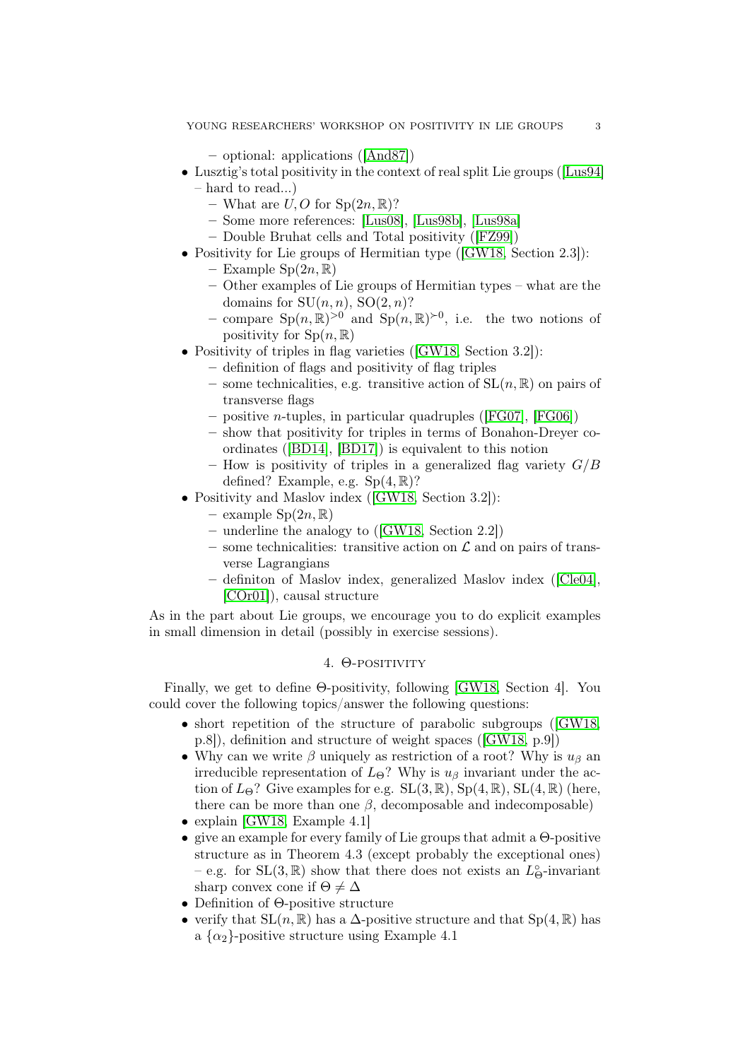- optional: applications ([And87])
- Lusztig's total positivity in the context of real split Lie groups ([Lus94] – hard to read...)
  - What are $U, O$ for $\mathrm{Sp}(2n, \mathbb{R})$?
  - Some more references: [Lus08], [Lus98b], [Lus98a]
  - Double Bruhat cells and Total positivity ([FZ99])
- Positivity for Lie groups of Hermitian type ([GW18, Section 2.3]):
  - Example $\mathrm{Sp}(2n, \mathbb{R})$
  - Other examples of Lie groups of Hermitian types – what are the domains for $\mathrm{SU}(n, n)$, $\mathrm{SO}(2, n)$?
  - compare $\mathrm{Sp}(n, \mathbb{R})^{>0}$ and $\mathrm{Sp}(n, \mathbb{R})^{\succ 0}$, i.e. the two notions of positivity for $\mathrm{Sp}(n, \mathbb{R})$
- Positivity of triples in flag varieties ([GW18, Section 3.2]):
  - definition of flags and positivity of flag triples
  - some technicalities, e.g. transitive action of $\mathrm{SL}(n, \mathbb{R})$ on pairs of transverse flags
  - positive $n$-tuples, in particular quadruples ([FG07], [FG06])
  - show that positivity for triples in terms of Bonahon-Dreyer coordinates ([BD14], [BD17]) is equivalent to this notion
  - How is positivity of triples in a generalized flag variety $G/B$ defined? Example, e.g. $\mathrm{Sp}(4, \mathbb{R})$?
- Positivity and Maslov index ([GW18, Section 3.2]):
  - example $\mathrm{Sp}(2n, \mathbb{R})$
  - underline the analogy to ([GW18, Section 2.2])
  - some technicalities: transitive action on $\mathcal{L}$ and on pairs of transverse Lagrangians
  - definiton of Maslov index, generalized Maslov index ([Cle04], [COr01]), causal structure

As in the part about Lie groups, we encourage you to do explicit examples in small dimension in detail (possibly in exercise sessions).

## 4. Θ-positivity

Finally, we get to define Θ-positivity, following [GW18, Section 4]. You could cover the following topics/answer the following questions:

- short repetition of the structure of parabolic subgroups ([GW18, p.8]), definition and structure of weight spaces ([GW18, p.9])
- Why can we write $\beta$ uniquely as restriction of a root? Why is $u_\beta$ an irreducible representation of $L_\Theta$? Why is $u_\beta$ invariant under the action of $L_\Theta$? Give examples for e.g. $\mathrm{SL}(3, \mathbb{R})$, $\mathrm{Sp}(4, \mathbb{R})$, $\mathrm{SL}(4, \mathbb{R})$ (here, there can be more than one $\beta$, decomposable and indecomposable)
- explain [GW18, Example 4.1]
- give an example for every family of Lie groups that admit a Θ-positive structure as in Theorem 4.3 (except probably the exceptional ones) – e.g. for $\mathrm{SL}(3, \mathbb{R})$ show that there does not exists an $L_\Theta^\circ$-invariant sharp convex cone if $\Theta \neq \Delta$
- Definition of Θ-positive structure
- verify that $\mathrm{SL}(n, \mathbb{R})$ has a $\Delta$-positive structure and that $\mathrm{Sp}(4, \mathbb{R})$ has a $\{\alpha_2\}$-positive structure using Example 4.1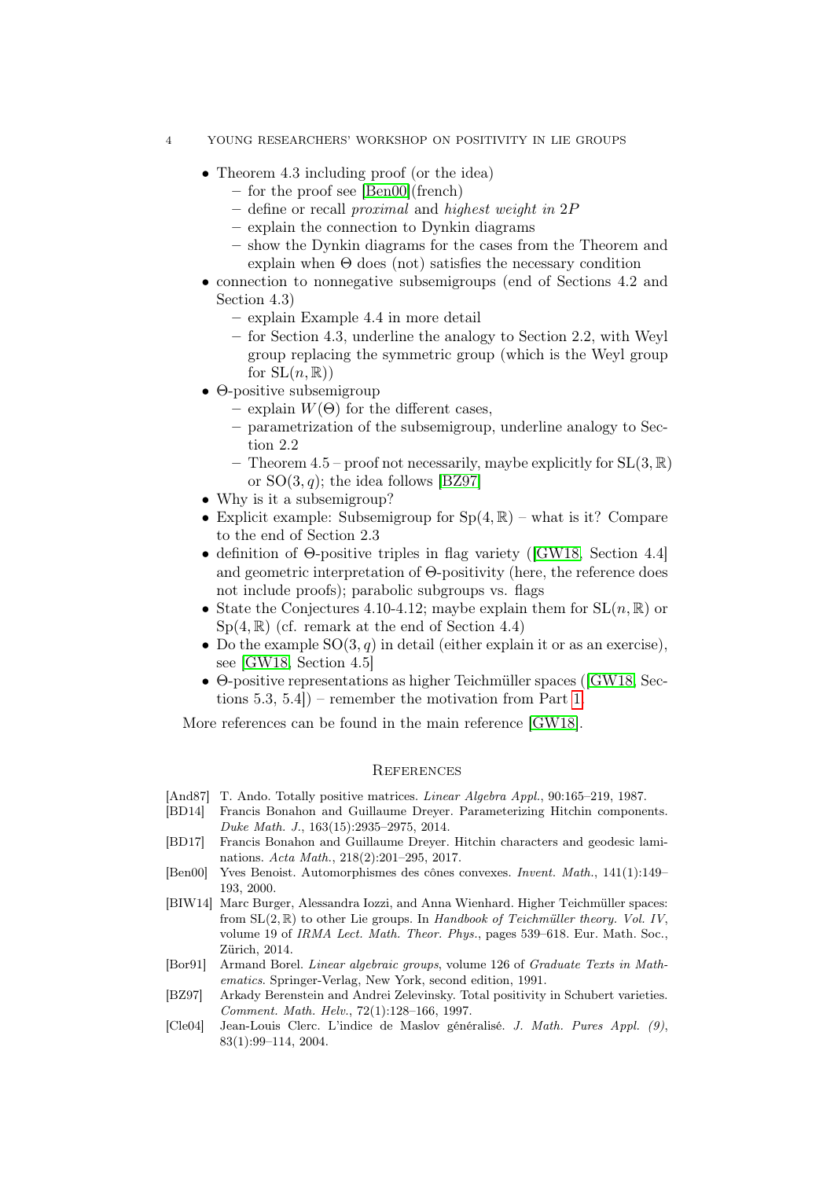- Theorem 4.3 including proof (or the idea)
  - for the proof see [Ben00](french)
  - define or recall *proximal* and *highest weight in* $2P$
  - explain the connection to Dynkin diagrams
  - show the Dynkin diagrams for the cases from the Theorem and explain when $\Theta$ does (not) satisfies the necessary condition
- connection to nonnegative subsemigroups (end of Sections 4.2 and Section 4.3)
  - explain Example 4.4 in more detail
  - for Section 4.3, underline the analogy to Section 2.2, with Weyl group replacing the symmetric group (which is the Weyl group for $\mathrm{SL}(n, \mathbb{R})$)
- $\Theta$-positive subsemigroup
  - explain $W(\Theta)$ for the different cases,
  - parametrization of the subsemigroup, underline analogy to Section 2.2
  - Theorem 4.5 – proof not necessarily, maybe explicitly for $\mathrm{SL}(3, \mathbb{R})$ or $\mathrm{SO}(3, q)$; the idea follows [BZ97]
- Why is it a subsemigroup?
- Explicit example: Subsemigroup for $\mathrm{Sp}(4, \mathbb{R})$ – what is it? Compare to the end of Section 2.3
- definition of $\Theta$-positive triples in flag variety ([GW18, Section 4.4] and geometric interpretation of $\Theta$-positivity (here, the reference does not include proofs); parabolic subgroups vs. flags
- State the Conjectures 4.10-4.12; maybe explain them for $\mathrm{SL}(n, \mathbb{R})$ or $\mathrm{Sp}(4, \mathbb{R})$ (cf. remark at the end of Section 4.4)
- Do the example $\mathrm{SO}(3, q)$ in detail (either explain it or as an exercise), see [GW18, Section 4.5]
- $\Theta$-positive representations as higher Teichmüller spaces ([GW18, Sections 5.3, 5.4]) – remember the motivation from Part 1.

More references can be found in the main reference [GW18].

## References

[And87] T. Ando. Totally positive matrices. *Linear Algebra Appl.*, 90:165–219, 1987.

[BD14] Francis Bonahon and Guillaume Dreyer. Parameterizing Hitchin components. *Duke Math. J.*, 163(15):2935–2975, 2014.

[BD17] Francis Bonahon and Guillaume Dreyer. Hitchin characters and geodesic laminations. *Acta Math.*, 218(2):201–295, 2017.

[Ben00] Yves Benoist. Automorphismes des cônes convexes. *Invent. Math.*, 141(1):149–193, 2000.

[BIW14] Marc Burger, Alessandra Iozzi, and Anna Wienhard. Higher Teichmüller spaces: from $\mathrm{SL}(2, \mathbb{R})$ to other Lie groups. In *Handbook of Teichmüller theory. Vol. IV*, volume 19 of *IRMA Lect. Math. Theor. Phys.*, pages 539–618. Eur. Math. Soc., Zürich, 2014.

[Bor91] Armand Borel. *Linear algebraic groups*, volume 126 of *Graduate Texts in Mathematics*. Springer-Verlag, New York, second edition, 1991.

[BZ97] Arkady Berenstein and Andrei Zelevinsky. Total positivity in Schubert varieties. *Comment. Math. Helv.*, 72(1):128–166, 1997.

[Cle04] Jean-Louis Clerc. L'indice de Maslov généralisé. *J. Math. Pures Appl. (9)*, 83(1):99–114, 2004.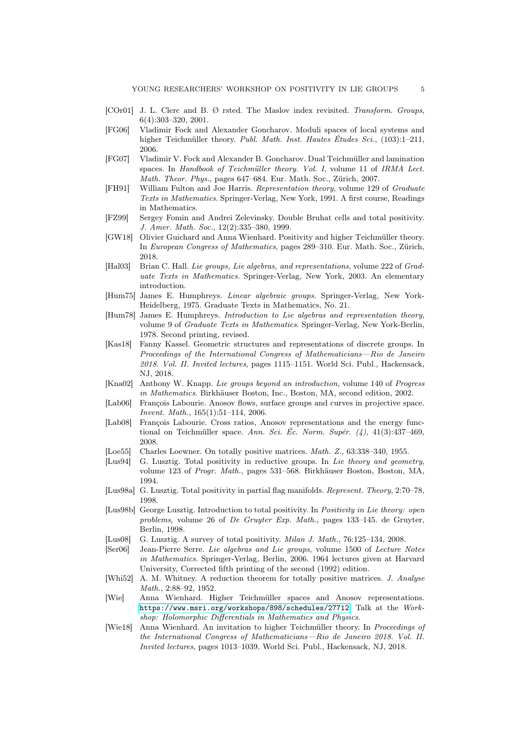[COr01] J. L. Clerc and B. Ø rsted. The Maslov index revisited. *Transform. Groups*, 6(4):303–320, 2001.

[FG06] Vladimir Fock and Alexander Goncharov. Moduli spaces of local systems and higher Teichmüller theory. *Publ. Math. Inst. Hautes Études Sci.*, (103):1–211, 2006.

[FG07] Vladimir V. Fock and Alexander B. Goncharov. Dual Teichmüller and lamination spaces. In *Handbook of Teichmüller theory. Vol. I*, volume 11 of *IRMA Lect. Math. Theor. Phys.*, pages 647–684. Eur. Math. Soc., Zürich, 2007.

[FH91] William Fulton and Joe Harris. *Representation theory*, volume 129 of *Graduate Texts in Mathematics*. Springer-Verlag, New York, 1991. A first course, Readings in Mathematics.

[FZ99] Sergey Fomin and Andrei Zelevinsky. Double Bruhat cells and total positivity. *J. Amer. Math. Soc.*, 12(2):335–380, 1999.

[GW18] Olivier Guichard and Anna Wienhard. Positivity and higher Teichmüller theory. In *European Congress of Mathematics*, pages 289–310. Eur. Math. Soc., Zürich, 2018.

[Hal03] Brian C. Hall. *Lie groups, Lie algebras, and representations*, volume 222 of *Graduate Texts in Mathematics*. Springer-Verlag, New York, 2003. An elementary introduction.

[Hum75] James E. Humphreys. *Linear algebraic groups*. Springer-Verlag, New York-Heidelberg, 1975. Graduate Texts in Mathematics, No. 21.

[Hum78] James E. Humphreys. *Introduction to Lie algebras and representation theory*, volume 9 of *Graduate Texts in Mathematics*. Springer-Verlag, New York-Berlin, 1978. Second printing, revised.

[Kas18] Fanny Kassel. Geometric structures and representations of discrete groups. In *Proceedings of the International Congress of Mathematicians—Rio de Janeiro 2018. Vol. II. Invited lectures*, pages 1115–1151. World Sci. Publ., Hackensack, NJ, 2018.

[Kna02] Anthony W. Knapp. *Lie groups beyond an introduction*, volume 140 of *Progress in Mathematics*. Birkhäuser Boston, Inc., Boston, MA, second edition, 2002.

[Lab06] François Labourie. Anosov flows, surface groups and curves in projective space. *Invent. Math.*, 165(1):51–114, 2006.

[Lab08] François Labourie. Cross ratios, Anosov representations and the energy functional on Teichmüller space. *Ann. Sci. Éc. Norm. Supér. (4)*, 41(3):437–469, 2008.

[Loe55] Charles Loewner. On totally positive matrices. *Math. Z.*, 63:338–340, 1955.

[Lus94] G. Lusztig. Total positivity in reductive groups. In *Lie theory and geometry*, volume 123 of *Progr. Math.*, pages 531–568. Birkhäuser Boston, Boston, MA, 1994.

[Lus98a] G. Lusztig. Total positivity in partial flag manifolds. *Represent. Theory*, 2:70–78, 1998.

[Lus98b] George Lusztig. Introduction to total positivity. In *Positivity in Lie theory: open problems*, volume 26 of *De Gruyter Exp. Math.*, pages 133–145. de Gruyter, Berlin, 1998.

[Lus08] G. Lusztig. A survey of total positivity. *Milan J. Math.*, 76:125–134, 2008.

[Ser06] Jean-Pierre Serre. *Lie algebras and Lie groups*, volume 1500 of *Lecture Notes in Mathematics*. Springer-Verlag, Berlin, 2006. 1964 lectures given at Harvard University, Corrected fifth printing of the second (1992) edition.

[Whi52] A. M. Whitney. A reduction theorem for totally positive matrices. *J. Analyse Math.*, 2:88–92, 1952.

[Wie] Anna Wienhard. Higher Teichmüller spaces and Anosov representations. https://www.msri.org/workshops/898/schedules/27712. Talk at the *Workshop: Holomorphic Differentials in Mathematics and Physics*.

[Wie18] Anna Wienhard. An invitation to higher Teichmüller theory. In *Proceedings of the International Congress of Mathematicians—Rio de Janeiro 2018. Vol. II. Invited lectures*, pages 1013–1039. World Sci. Publ., Hackensack, NJ, 2018.